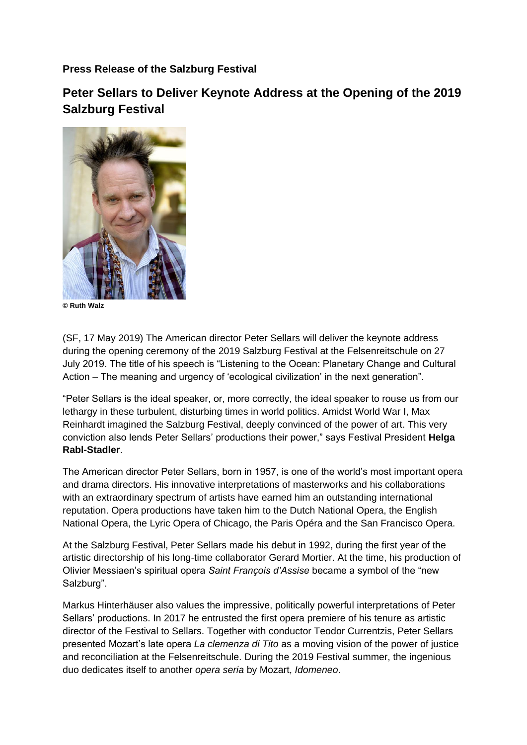**Press Release of the Salzburg Festival**

## Peter Sellars to Deliver Keynote Address at the Opening of the 2019 Salzburg Festival

**© Ruth Walz**

(SF, 17 May 2019) The American director Peter Sellars will deliver the keynote address during the opening ceremony of the 2019 Salzburg Festival at the Felsenreitschule on 27 July 2019. The title of his speech is "Listening to the Ocean: Planetary Change and Cultural Action – The meaning and urgency of 'ecological civilization' in the next generation".

"Peter Sellars is the ideal speaker, or, more correctly, the ideal speaker to rouse us from our lethargy in these turbulent, disturbing times in world politics. Amidst World War I, Max Reinhardt imagined the Salzburg Festival, deeply convinced of the power of art. This very conviction also lends Peter Sellars' productions their power," says Festival President **Helga Rabl-Stadler**.

The American director Peter Sellars, born in 1957, is one of the world's most important opera and drama directors. His innovative interpretations of masterworks and his collaborations with an extraordinary spectrum of artists have earned him an outstanding international reputation. Opera productions have taken him to the Dutch National Opera, the English National Opera, the Lyric Opera of Chicago, the Paris Opéra and the San Francisco Opera.

At the Salzburg Festival, Peter Sellars made his debut in 1992, during the first year of the artistic directorship of his long-time collaborator Gerard Mortier. At the time, his production of Olivier Messiaen's spiritual opera *Saint François d'Assise* became a symbol of the "new Salzburg".

Markus Hinterhäuser also values the impressive, politically powerful interpretations of Peter Sellars' productions. In 2017 he entrusted the first opera premiere of his tenure as artistic director of the Festival to Sellars. Together with conductor Teodor Currentzis, Peter Sellars presented Mozart's late opera *La clemenza di Tito* as a moving vision of the power of justice and reconciliation at the Felsenreitschule. During the 2019 Festival summer, the ingenious duo dedicates itself to another *opera seria* by Mozart, *Idomeneo*.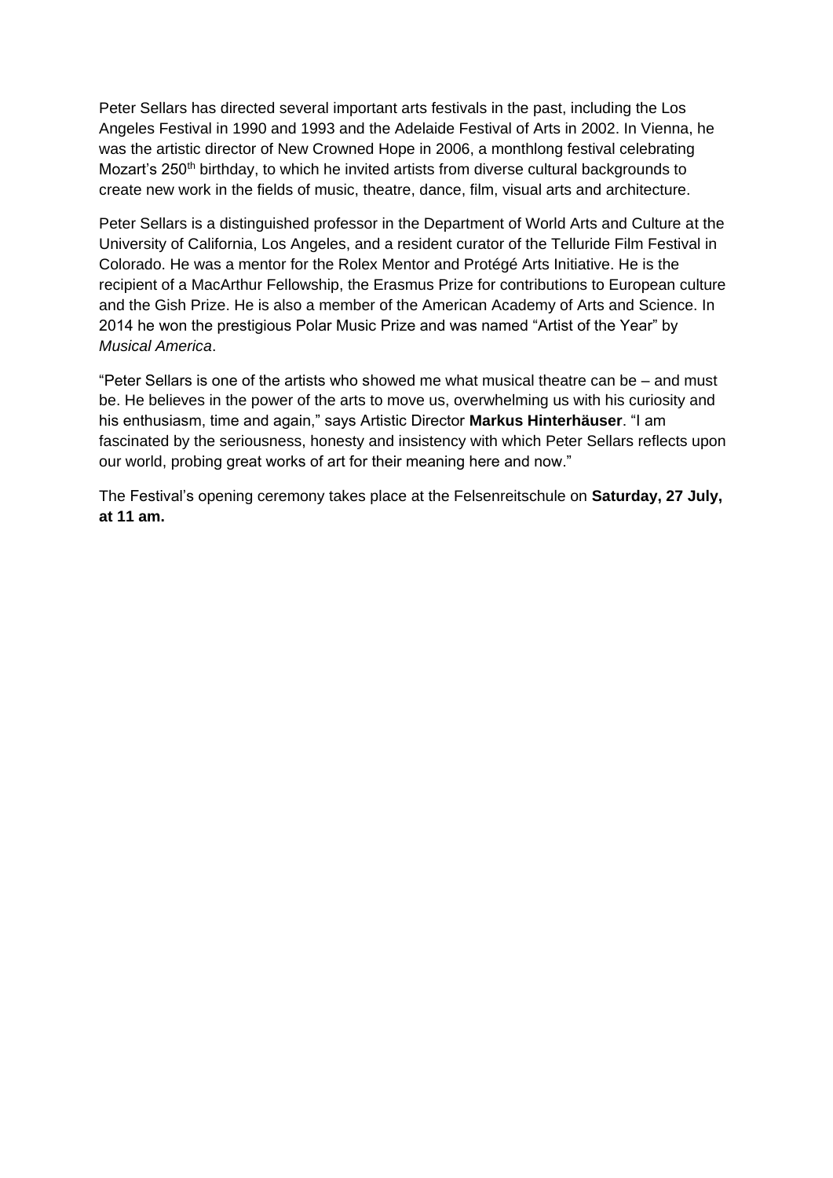Peter Sellars has directed several important arts festivals in the past, including the Los Angeles Festival in 1990 and 1993 and the Adelaide Festival of Arts in 2002. In Vienna, he was the artistic director of New Crowned Hope in 2006, a monthlong festival celebrating Mozart's 250th birthday, to which he invited artists from diverse cultural backgrounds to create new work in the fields of music, theatre, dance, film, visual arts and architecture.

Peter Sellars is a distinguished professor in the Department of World Arts and Culture at the University of California, Los Angeles, and a resident curator of the Telluride Film Festival in Colorado. He was a mentor for the Rolex Mentor and Protégé Arts Initiative. He is the recipient of a MacArthur Fellowship, the Erasmus Prize for contributions to European culture and the Gish Prize. He is also a member of the American Academy of Arts and Science. In 2014 he won the prestigious Polar Music Prize and was named "Artist of the Year" by *Musical America*.

"Peter Sellars is one of the artists who showed me what musical theatre can be – and must be. He believes in the power of the arts to move us, overwhelming us with his curiosity and his enthusiasm, time and again," says Artistic Director **Markus Hinterhäuser**. "I am fascinated by the seriousness, honesty and insistency with which Peter Sellars reflects upon our world, probing great works of art for their meaning here and now."

The Festival's opening ceremony takes place at the Felsenreitschule on **Saturday, 27 July, at 11 am.**